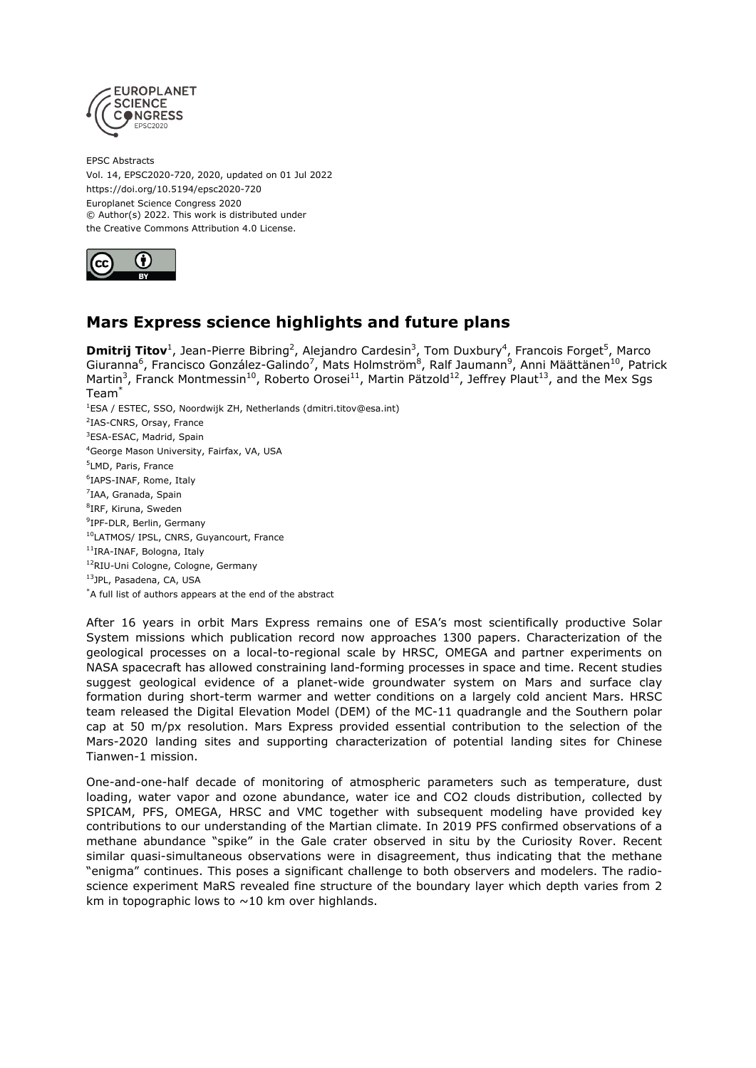EPSC Abstracts
Vol. 14, EPSC2020-720, 2020, updated on 01 Jul 2022
https://doi.org/10.5194/epsc2020-720
Europlanet Science Congress 2020
© Author(s) 2022. This work is distributed under
the Creative Commons Attribution 4.0 License.

# Mars Express science highlights and future plans

**Dmitrij Titov**[1], Jean-Pierre Bibring[2], Alejandro Cardesin[3], Tom Duxbury[4], Francois Forget[5], Marco Giuranna[6], Francisco González-Galindo[7], Mats Holmström[8], Ralf Jaumann[9], Anni Määttänen[10], Patrick Martin[3], Franck Montmessin[10], Roberto Orosei[11], Martin Pätzold[12], Jeffrey Plaut[13], and the Mex Sgs Team[*]

[1]ESA / ESTEC, SSO, Noordwijk ZH, Netherlands (dmitri.titov@esa.int)
[2]IAS-CNRS, Orsay, France
[3]ESA-ESAC, Madrid, Spain
[4]George Mason University, Fairfax, VA, USA
[5]LMD, Paris, France
[6]IAPS-INAF, Rome, Italy
[7]IAA, Granada, Spain
[8]IRF, Kiruna, Sweden
[9]IPF-DLR, Berlin, Germany
[10]LATMOS/ IPSL, CNRS, Guyancourt, France
[11]IRA-INAF, Bologna, Italy
[12]RIU-Uni Cologne, Cologne, Germany
[13]JPL, Pasadena, CA, USA
[*]A full list of authors appears at the end of the abstract

After 16 years in orbit Mars Express remains one of ESA's most scientifically productive Solar System missions which publication record now approaches 1300 papers. Characterization of the geological processes on a local-to-regional scale by HRSC, OMEGA and partner experiments on NASA spacecraft has allowed constraining land-forming processes in space and time. Recent studies suggest geological evidence of a planet-wide groundwater system on Mars and surface clay formation during short-term warmer and wetter conditions on a largely cold ancient Mars. HRSC team released the Digital Elevation Model (DEM) of the MC-11 quadrangle and the Southern polar cap at 50 m/px resolution. Mars Express provided essential contribution to the selection of the Mars-2020 landing sites and supporting characterization of potential landing sites for Chinese Tianwen-1 mission.

One-and-one-half decade of monitoring of atmospheric parameters such as temperature, dust loading, water vapor and ozone abundance, water ice and $CO_2$ clouds distribution, collected by SPICAM, PFS, OMEGA, HRSC and VMC together with subsequent modeling have provided key contributions to our understanding of the Martian climate. In 2019 PFS confirmed observations of a methane abundance "spike" in the Gale crater observed in situ by the Curiosity Rover. Recent similar quasi-simultaneous observations were in disagreement, thus indicating that the methane "enigma" continues. This poses a significant challenge to both observers and modelers. The radio-science experiment MaRS revealed fine structure of the boundary layer which depth varies from 2 km in topographic lows to ~10 km over highlands.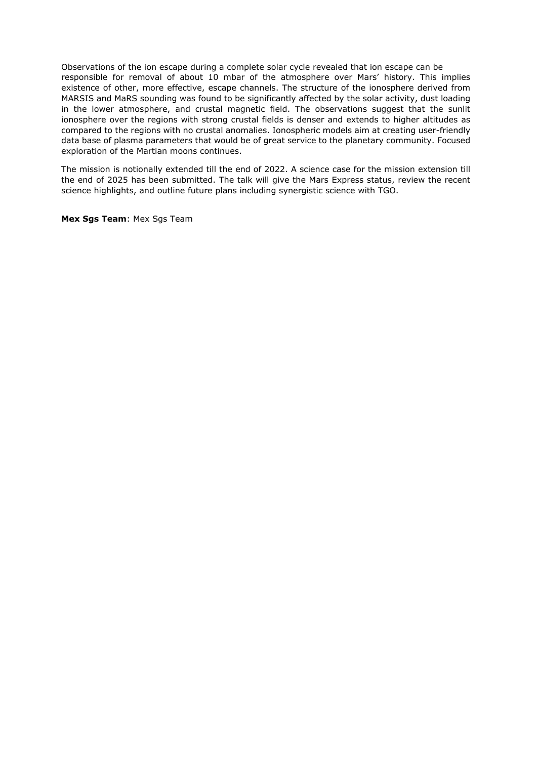Observations of the ion escape during a complete solar cycle revealed that ion escape can be responsible for removal of about 10 mbar of the atmosphere over Mars' history. This implies existence of other, more effective, escape channels. The structure of the ionosphere derived from MARSIS and MaRS sounding was found to be significantly affected by the solar activity, dust loading in the lower atmosphere, and crustal magnetic field. The observations suggest that the sunlit ionosphere over the regions with strong crustal fields is denser and extends to higher altitudes as compared to the regions with no crustal anomalies. Ionospheric models aim at creating user-friendly data base of plasma parameters that would be of great service to the planetary community. Focused exploration of the Martian moons continues.

The mission is notionally extended till the end of 2022. A science case for the mission extension till the end of 2025 has been submitted. The talk will give the Mars Express status, review the recent science highlights, and outline future plans including synergistic science with TGO.

**Mex Sgs Team**: Mex Sgs Team